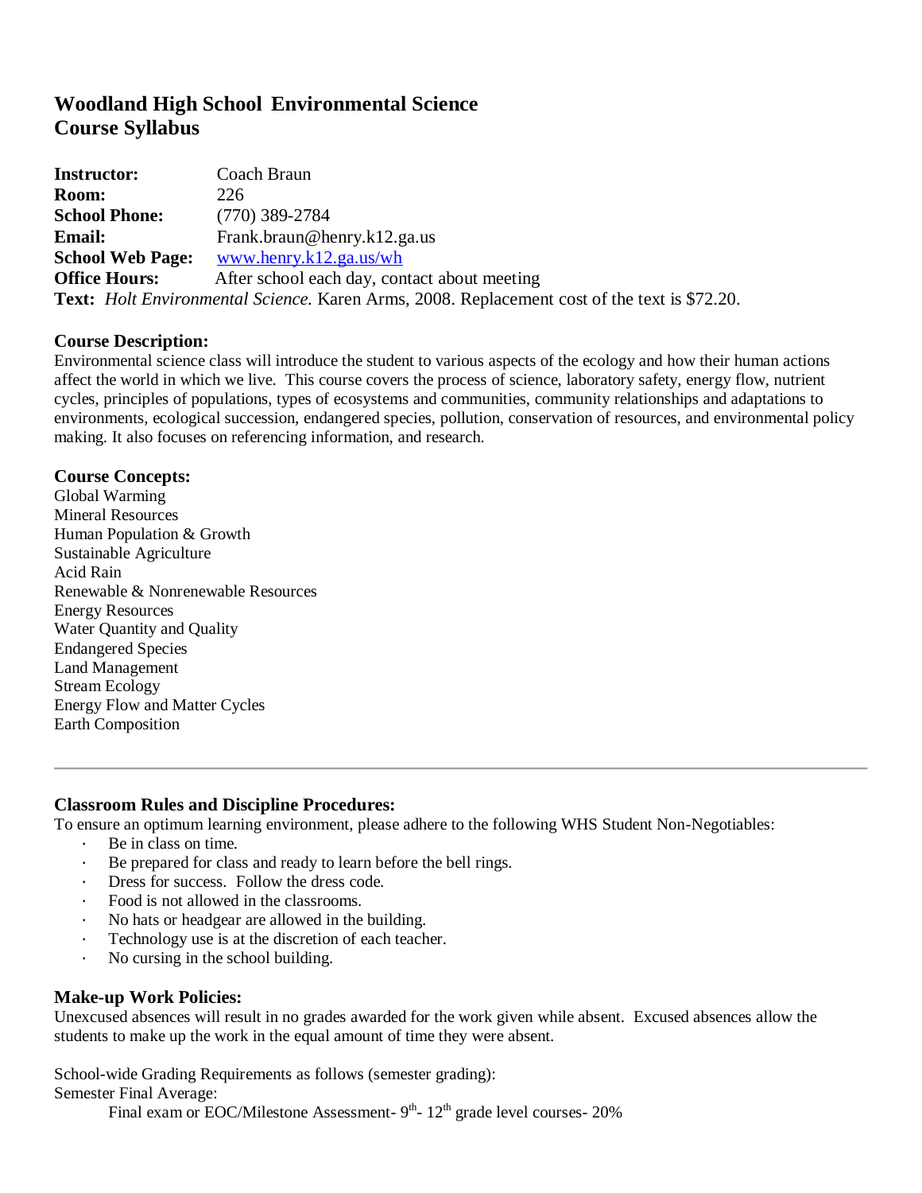# Woodland High School Environmental Science Course Syllabus

**Instructor:** Coach Braun
**Room:** 226
**School Phone:** (770) 389-2784
**Email:** Frank.braun@henry.k12.ga.us
**School Web Page:** [www.henry.k12.ga.us/wh](www.henry.k12.ga.us/wh)
**Office Hours:** After school each day, contact about meeting
**Text:** *Holt Environmental Science.* Karen Arms, 2008. Replacement cost of the text is $72.20.

## Course Description:

Environmental science class will introduce the student to various aspects of the ecology and how their human actions affect the world in which we live. This course covers the process of science, laboratory safety, energy flow, nutrient cycles, principles of populations, types of ecosystems and communities, community relationships and adaptations to environments, ecological succession, endangered species, pollution, conservation of resources, and environmental policy making. It also focuses on referencing information, and research.

## Course Concepts:

Global Warming
Mineral Resources
Human Population & Growth
Sustainable Agriculture
Acid Rain
Renewable & Nonrenewable Resources
Energy Resources
Water Quantity and Quality
Endangered Species
Land Management
Stream Ecology
Energy Flow and Matter Cycles
Earth Composition

---

## Classroom Rules and Discipline Procedures:

To ensure an optimum learning environment, please adhere to the following WHS Student Non-Negotiables:

- Be in class on time.
- Be prepared for class and ready to learn before the bell rings.
- Dress for success. Follow the dress code.
- Food is not allowed in the classrooms.
- No hats or headgear are allowed in the building.
- Technology use is at the discretion of each teacher.
- No cursing in the school building.

## Make-up Work Policies:

Unexcused absences will result in no grades awarded for the work given while absent. Excused absences allow the students to make up the work in the equal amount of time they were absent.

School-wide Grading Requirements as follows (semester grading):
Semester Final Average:

Final exam or EOC/Milestone Assessment- 9th- 12th grade level courses- 20%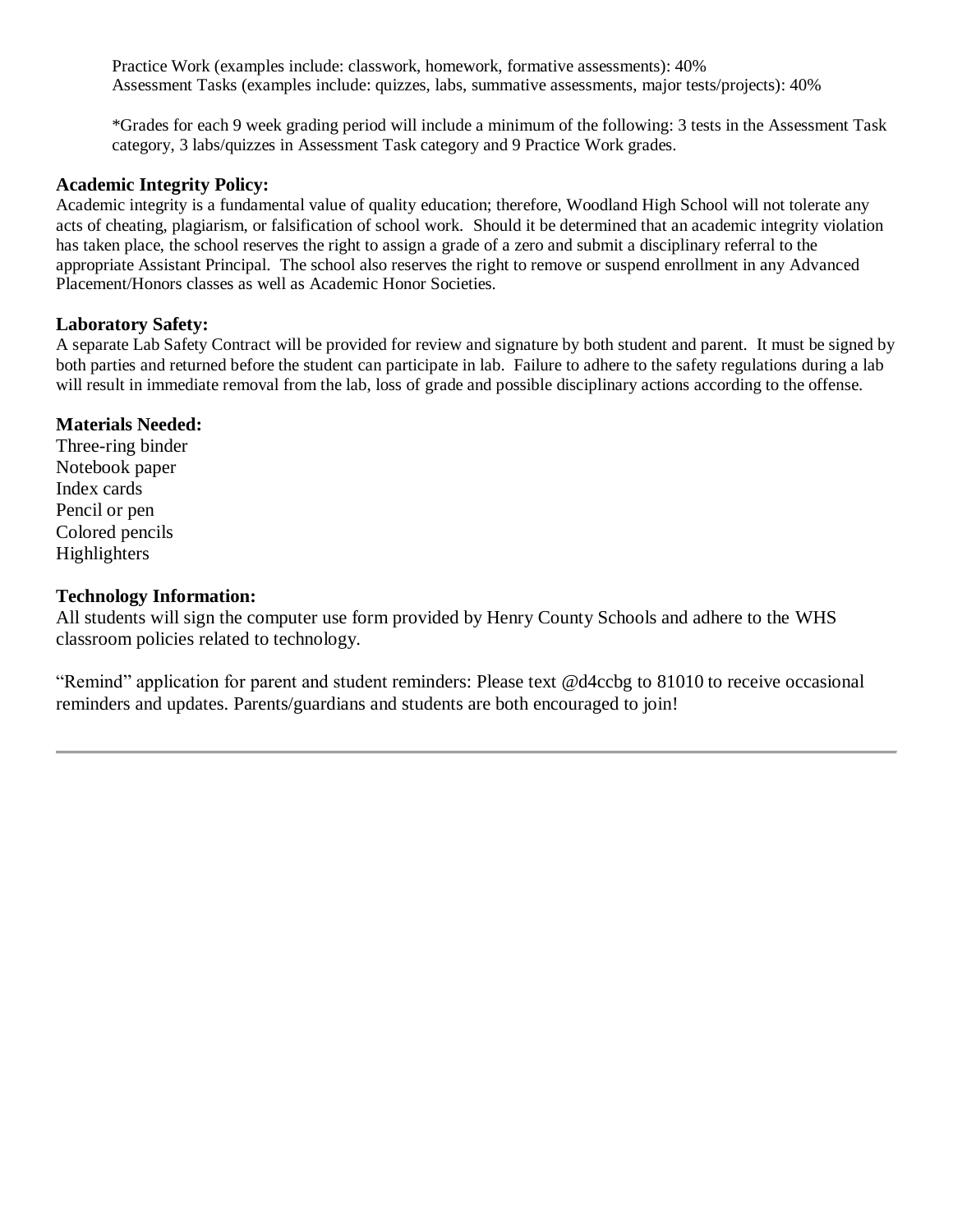Practice Work (examples include: classwork, homework, formative assessments): 40%
Assessment Tasks (examples include: quizzes, labs, summative assessments, major tests/projects): 40%

*Grades for each 9 week grading period will include a minimum of the following: 3 tests in the Assessment Task category, 3 labs/quizzes in Assessment Task category and 9 Practice Work grades.

**Academic Integrity Policy:**
Academic integrity is a fundamental value of quality education; therefore, Woodland High School will not tolerate any acts of cheating, plagiarism, or falsification of school work. Should it be determined that an academic integrity violation has taken place, the school reserves the right to assign a grade of a zero and submit a disciplinary referral to the appropriate Assistant Principal. The school also reserves the right to remove or suspend enrollment in any Advanced Placement/Honors classes as well as Academic Honor Societies.

**Laboratory Safety:**
A separate Lab Safety Contract will be provided for review and signature by both student and parent. It must be signed by both parties and returned before the student can participate in lab. Failure to adhere to the safety regulations during a lab will result in immediate removal from the lab, loss of grade and possible disciplinary actions according to the offense.

**Materials Needed:**
Three-ring binder
Notebook paper
Index cards
Pencil or pen
Colored pencils
Highlighters

**Technology Information:**
All students will sign the computer use form provided by Henry County Schools and adhere to the WHS classroom policies related to technology.

"Remind" application for parent and student reminders: Please text @d4ccbg to 81010 to receive occasional reminders and updates. Parents/guardians and students are both encouraged to join!

---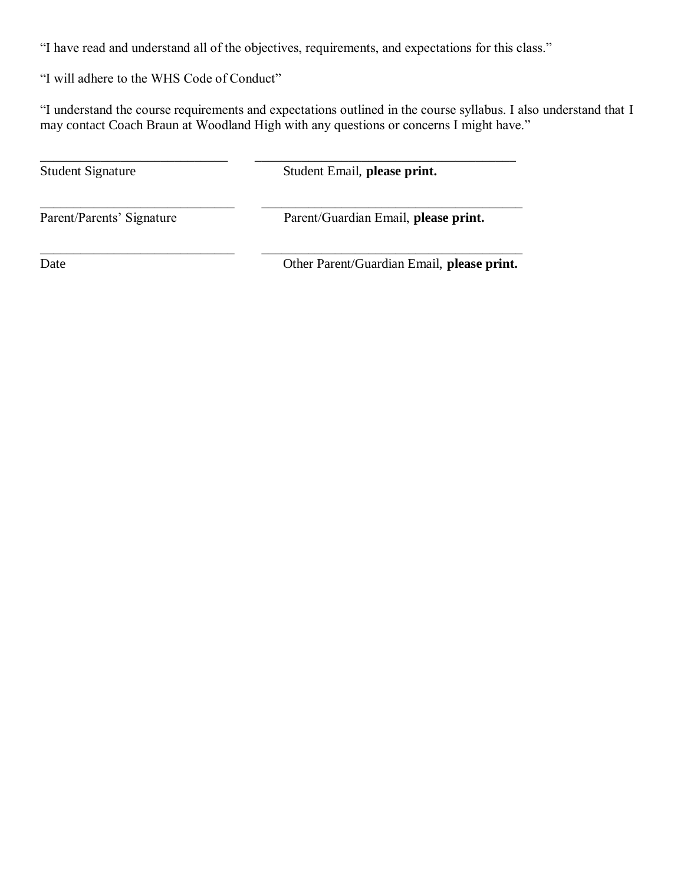"I have read and understand all of the objectives, requirements, and expectations for this class."

"I will adhere to the WHS Code of Conduct"

"I understand the course requirements and expectations outlined in the course syllabus. I also understand that I may contact Coach Braun at Woodland High with any questions or concerns I might have."

_____________________________ _________________________________________

Student Signature Student Email, **please print.**

______________________________ _________________________________________

Parent/Parents' Signature Parent/Guardian Email, **please print.**

______________________________ _________________________________________

Date Other Parent/Guardian Email, **please print.**